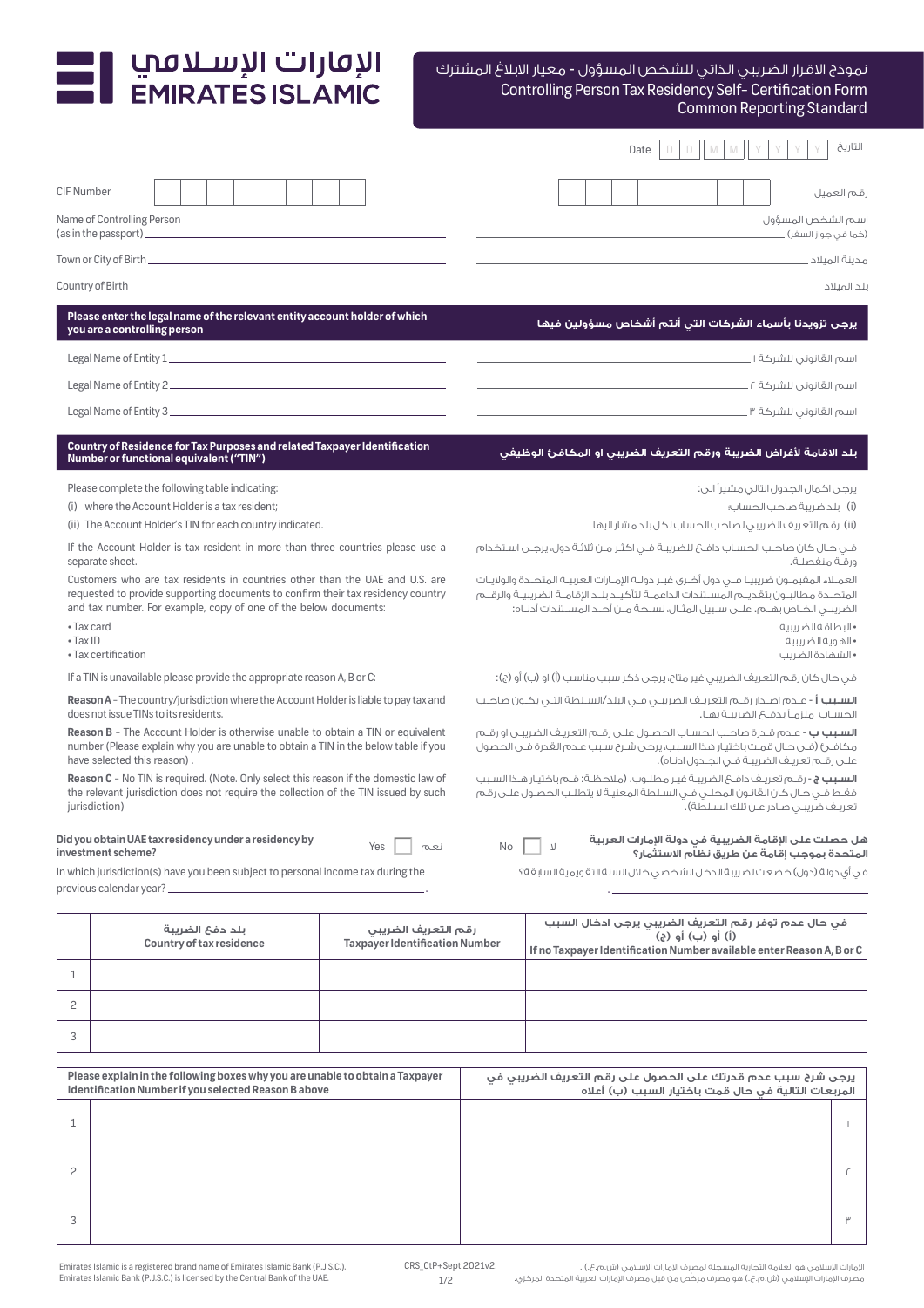# الإمارات الإسلامي EMIRATES ISLAMIC

## نموذج الاقرار الضريبي الذاتي للشخص المسؤول - معيار الابلاغ المشترك
## Controlling Person Tax Residency Self- Certification Form Common Reporting Standard

Date | D | D | M | M | Y | Y | Y | Y | التاريخ

CIF Number ______ رقم العميل

Name of Controlling Person (as in the passport) ______ اسم الشخص المسؤول (كما في جواز السفر)

Town or City of Birth ______ مدينة الميلاد

Country of Birth ______ بلد الميلاد

### Please enter the legal name of the relevant entity account holder of which you are a controlling person
### يرجى تزويدنا بأسماء الشركات التي أنتم أشخاص مسؤولين فيها

Legal Name of Entity 1 ______ اسم القانوني للشركة ١

Legal Name of Entity 2 ______ اسم القانوني للشركة ٢

Legal Name of Entity 3 ______ اسم القانوني للشركة ٣

### Country of Residence for Tax Purposes and related Taxpayer Identification Number or functional equivalent ("TIN")
### بلد الاقامة لأغراض الضريبة ورقم التعريف الضريبي او المكافئ الوظيفي

Please complete the following table indicating:

(i) where the Account Holder is a tax resident;

(ii) The Account Holder's TIN for each country indicated.

If the Account Holder is tax resident in more than three countries please use a separate sheet.

Customers who are tax residents in countries other than the UAE and U.S. are requested to provide supporting documents to confirm their tax residency country and tax number. For example, copy of one of the below documents:

- Tax card
- Tax ID
- Tax certification

If a TIN is unavailable please provide the appropriate reason A, B or C:

**Reason A** - The country/jurisdiction where the Account Holder is liable to pay tax and does not issue TINs to its residents.

**Reason B** - The Account Holder is otherwise unable to obtain a TIN or equivalent number (Please explain why you are unable to obtain a TIN in the below table if you have selected this reason) .

**Reason C** - No TIN is required. (Note. Only select this reason if the domestic law of the relevant jurisdiction does not require the collection of the TIN issued by such jurisdiction)

يرجى اكمال الجدول التالي مشيرا الى:

(i) بلد ضريبة صاحب الحساب؛

(ii) رقم التعريف الضريبي لصاحب الحساب لكل بلد مشار اليها

في حال كان صاحب الحساب دافع للضريبة في اكثر من ثلاثة دول، يرجى استخدام ورقة منفصلة.

العملاء المقيمون ضريبيا في دول أخرى غير دولة الإمارات العربية المتحدة والولايات المتحدة مطالبون بتقديم المستندات الداعمة لتأكيد بلد الإقامة الضريبية والرقم الضريبي الخاص بهم. على سبيل المثال، نسخة من أحد المستندات أدناه:

- البطاقة الضريبية
- الهوية الضريبية
- الشهادة الضريب

في حال كان رقم التعريف الضريبي غير متاح، يرجى ذكر سبب مناسب (أ) او (ب) أو (ج):

**السبب أ** - عدم اصدار رقم التعريف الضريبي في البلد/السلطة التي يكون صاحب الحساب ملزما بدفع الضريبة بها.

**السبب ب** - عدم قدرة صاحب الحساب الحصول على رقم التعريف الضريبي او رقم مكافئ (في حال قمت باختيار هذا السبب، يرجى شرح سبب عدم القدرة في الحصول على رقم تعريف الضريبة في الجدول ادناه).

**السبب ج** - رقم تعريف دافع الضريبة غير مطلوب. (ملاحظة: قم باختيار هذا السبب فقط في حال كان القانون المحلي في السلطة المعنية لا يتطلب الحصول على رقم تعريف ضريبي صادر عن تلك السلطة).

**Did you obtain UAE tax residency under a residency by investment scheme?** Yes ☐ نعم No ☐ لا
**هل حصلت على الإقامة الضريبية في دولة الإمارات العربية المتحدة بموجب إقامة عن طريق نظام الاستثمار؟**

In which jurisdiction(s) have you been subject to personal income tax during the previous calendar year? ______.
في أي دولة (دول) خضعت لضريبة الدخل الشخصي خلال السنة التقويمية السابقة؟ ______.

| | بلد دفع الضريبة Country of tax residence | رقم التعريف الضريبي Taxpayer Identification Number | في حال عدم توفر رقم التعريف الضريبي يرجى ادخال السبب (أ) أو (ب) أو (ج) If no Taxpayer Identification Number available enter Reason A, B or C |
|---|---|---|---|
| 1 | | | |
| 2 | | | |
| 3 | | | |

| | Please explain in the following boxes why you are unable to obtain a Taxpayer Identification Number if you selected Reason B above | يرجى شرح سبب عدم قدرتك على الحصول على رقم التعريف الضريبي في المربعات التالية في حال قمت باختيار السبب (ب) أعلاه | |
|---|---|---|---|
| 1 | | | ١ |
| 2 | | | ٢ |
| 3 | | | ٣ |

Emirates Islamic is a registered brand name of Emirates Islamic Bank (P.J.S.C.). Emirates Islamic Bank (P.J.S.C.) is licensed by the Central Bank of the UAE.

CRS_CtP+Sept 2021v2.

الإمارات الإسلامي هو العلامة التجارية المسجلة لمصرف الإمارات الإسلامي (ش.م.ع.). مصرف الإمارات الإسلامي (ش.م.ع.) هو مصرف مرخص من قبل مصرف الإمارات العربية المتحدة المركزي.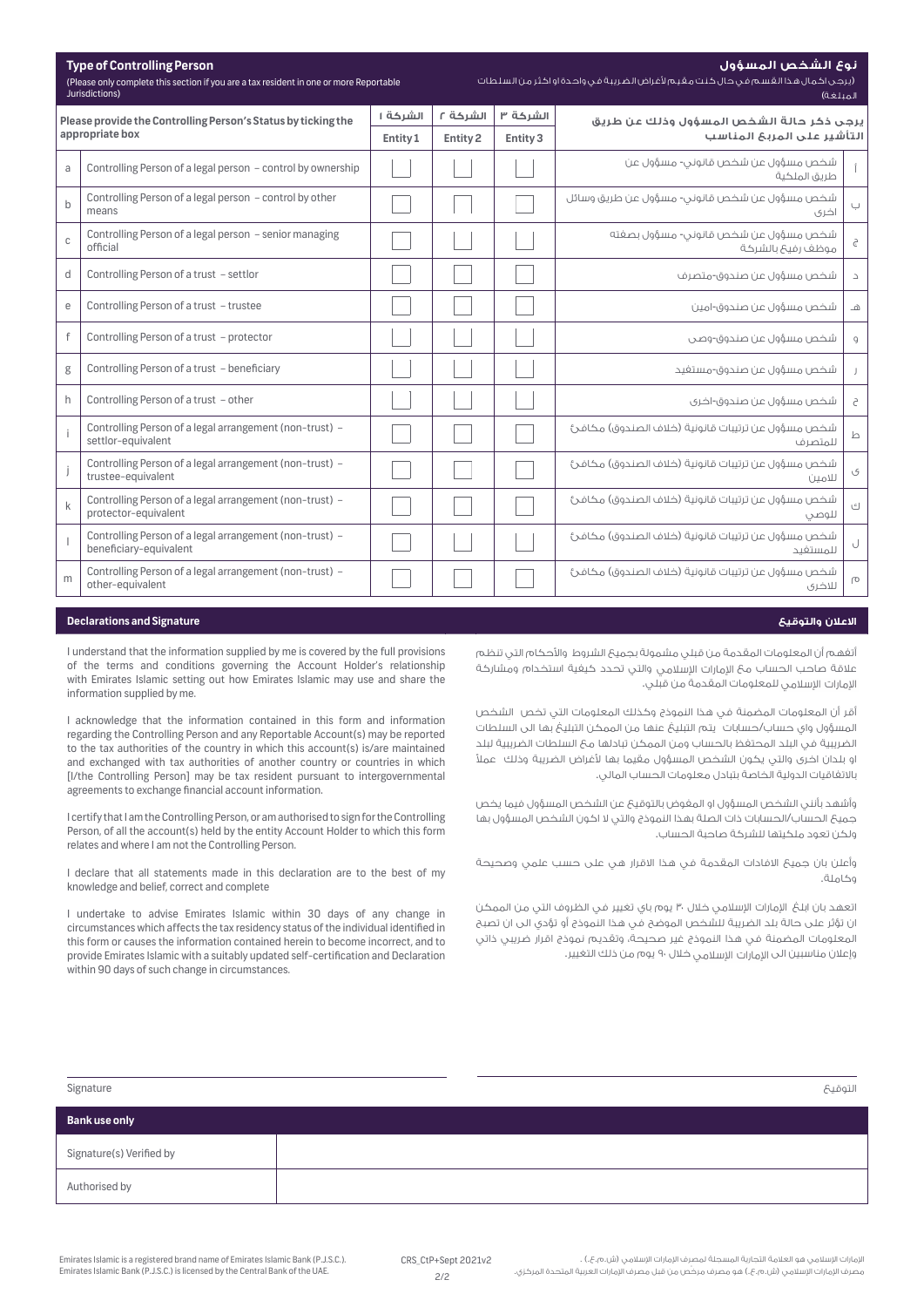## Type of Controlling Person

## نوع الشخص المسؤول

(Please only complete this section if you are a tax resident in one or more Reportable Jurisdictions)

(يرجى اكمال هذا القسم في حال كنت مقيم لأغراض الضريبة في واحدة او اكثر من السلطات المبلغة)

| | Please provide the Controlling Person's Status by ticking the appropriate box | الشركة ١ Entity 1 | الشركة ٢ Entity 2 | الشركة ٣ Entity 3 | يرجى ذكر حالة الشخص المسؤول وذلك عن طريق التأشير على المربع المناسب | |
|---|---|---|---|---|---|---|
| a | Controlling Person of a legal person – control by ownership | | | | شخص مسؤول عن شخص قانوني- مسؤول عن طريق الملكية | أ |
| b | Controlling Person of a legal person – control by other means | | | | شخص مسؤول عن شخص قانوني- مسؤول عن طريق وسائل اخرى | ب |
| c | Controlling Person of a legal person – senior managing official | | | | شخص مسؤول عن شخص قانوني- مسؤول بصفته موظف رفيع بالشركة | ج |
| d | Controlling Person of a trust – settlor | | | | شخص مسؤول عن صندوق-متصرف | د |
| e | Controlling Person of a trust – trustee | | | | شخص مسؤول عن صندوق-امين | هـ |
| f | Controlling Person of a trust – protector | | | | شخص مسؤول عن صندوق-وصي | و |
| g | Controlling Person of a trust – beneficiary | | | | شخص مسؤول عن صندوق-مستفيد | ز |
| h | Controlling Person of a trust – other | | | | شخص مسؤول عن صندوق-اخرى | ح |
| i | Controlling Person of a legal arrangement (non-trust) – settlor-equivalent | | | | شخص مسؤول عن ترتيبات قانونية (خلاف الصندوق) مكافئ للمتصرف | ط |
| j | Controlling Person of a legal arrangement (non-trust) – trustee-equivalent | | | | شخص مسؤول عن ترتيبات قانونية (خلاف الصندوق) مكافئ للامين | ى |
| k | Controlling Person of a legal arrangement (non-trust) – protector-equivalent | | | | شخص مسؤول عن ترتيبات قانونية (خلاف الصندوق) مكافئ للوصي | ك |
| l | Controlling Person of a legal arrangement (non-trust) – beneficiary-equivalent | | | | شخص مسؤول عن ترتيبات قانونية (خلاف الصندوق) مكافئ للمستفيد | ل |
| m | Controlling Person of a legal arrangement (non-trust) – other-equivalent | | | | شخص مسؤول عن ترتيبات قانونية (خلاف الصندوق) مكافئ للاخرى | م |

## Declarations and Signature

## الاعلان والتوقيع

I understand that the information supplied by me is covered by the full provisions of the terms and conditions governing the Account Holder's relationship with Emirates Islamic setting out how Emirates Islamic may use and share the information supplied by me.

I acknowledge that the information contained in this form and information regarding the Controlling Person and any Reportable Account(s) may be reported to the tax authorities of the country in which this account(s) is/are maintained and exchanged with tax authorities of another country or countries in which [I/the Controlling Person] may be tax resident pursuant to intergovernmental agreements to exchange financial account information.

I certify that I am the Controlling Person, or am authorised to sign for the Controlling Person, of all the account(s) held by the entity Account Holder to which this form relates and where I am not the Controlling Person.

I declare that all statements made in this declaration are to the best of my knowledge and belief, correct and complete

I undertake to advise Emirates Islamic within 30 days of any change in circumstances which affects the tax residency status of the individual identified in this form or causes the information contained herein to become incorrect, and to provide Emirates Islamic with a suitably updated self-certification and Declaration within 90 days of such change in circumstances.

أتفهم أن المعلومات المقدمة من قبلي مشمولة بجميع الشروط والأحكام التي تنظم علاقة صاحب الحساب مع الإمارات الإسلامي والتي تحدد كيفية استخدام ومشاركة الإمارات الإسلامي للمعلومات المقدمة من قبلي.

أقر أن المعلومات المضمنة في هذا النموذج وكذلك المعلومات التي تخص الشخص المسؤول واي حساب/حسابات يتم التبليغ عنها من الممكن التبليغ بها الى السلطات الضريبية في البلد المحتفظ بالحساب ومن الممكن تبادلها مع السلطات الضريبية لبلد او بلدان اخرى والتي يكون الشخص المسؤول مقيما بها لأغراض الضريبة وذلك عملاً بالاتفاقيات الدولية الخاصة بتبادل معلومات الحساب المالي.

وأشهد بأنني الشخص المسؤول او المفوض بالتوقيع عن الشخص المسؤول فيما يخص جميع الحساب/الحسابات ذات الصلة بهذا النموذج والتي لا اكون الشخص المسؤول بها ولكن تعود ملكيتها للشركة صاحبة الحساب.

وأعلن بان جميع الافادات المقدمة في هذا الاقرار هي على حسب علمي وصحيحة وكاملة.

اتعهد بان ابلغ الإمارات الإسلامي خلال ٣٠ يوم باي تغيير في الظروف التي من الممكن ان تؤثر على حالة بلد الضريبة للشخص الموضح في هذا النموذج أو تؤدي الى ان تصبح المعلومات المضمنة في هذا النموذج غير صحيحة، وتقديم نموذج اقرار ضريبي ذاتي وإعلان مناسبين الى الإمارات الإسلامي خلال ٩٠ يوم من ذلك التغيير.

Signature ____________________ التوقيع ____________________

| Bank use only | |
|---|---|
| Signature(s) Verified by | |
| Authorised by | |

Emirates Islamic is a registered brand name of Emirates Islamic Bank (P.J.S.C.).
Emirates Islamic Bank (P.J.S.C.) is licensed by the Central Bank of the UAE.

CRS_CtP+Sept 2021v2

الإمارات الإسلامي هو العلامة التجارية المسجلة لمصرف الإمارات الإسلامي (ش.م.ع.) .
مصرف الإمارات الإسلامي (ش.م.ع.) هو مصرف مرخص من قبل مصرف الإمارات العربية المتحدة المركزي.